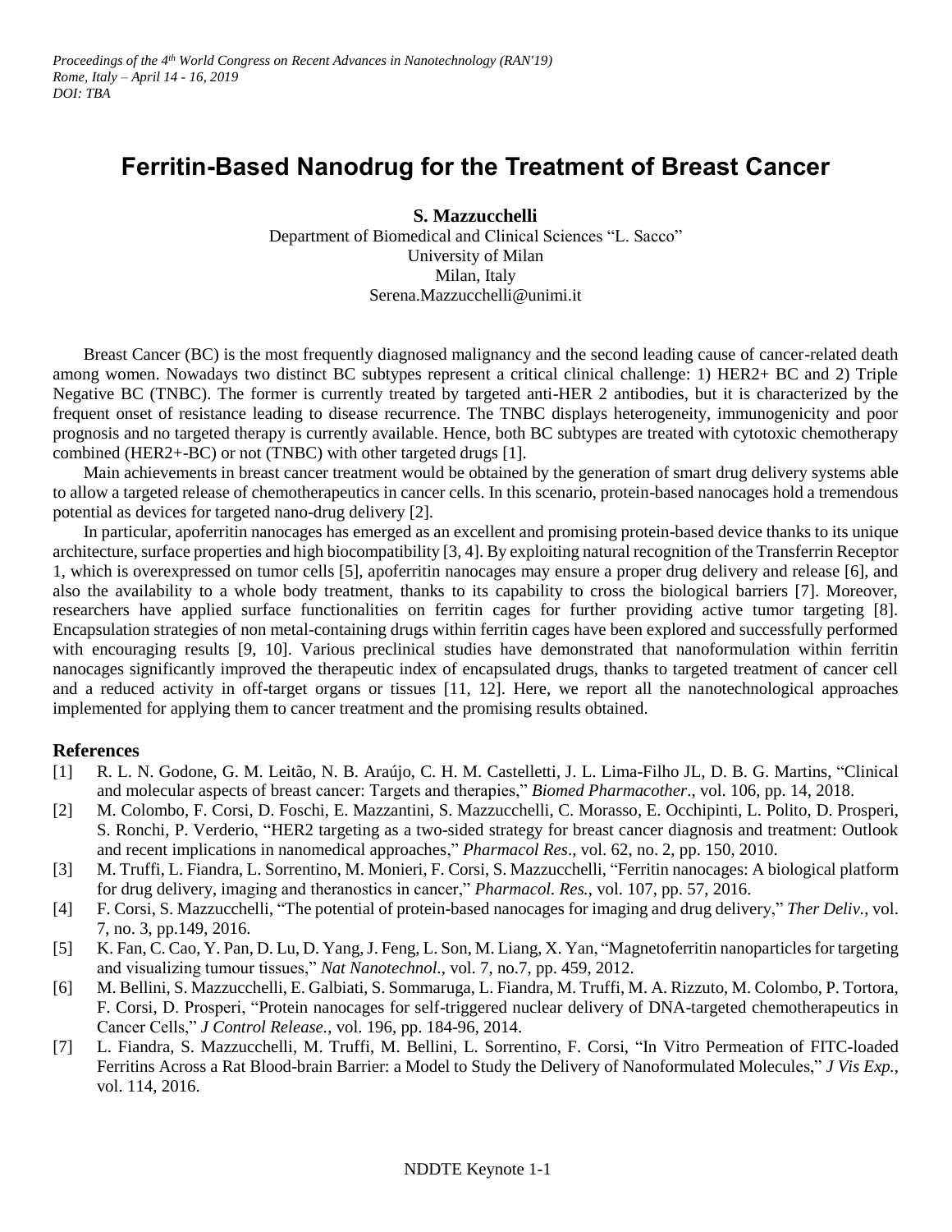*Proceedings of the 4th World Congress on Recent Advances in Nanotechnology (RAN'19)*
*Rome, Italy – April 14 - 16, 2019*
*DOI: TBA*

# Ferritin-Based Nanodrug for the Treatment of Breast Cancer

**S. Mazzucchelli**
Department of Biomedical and Clinical Sciences "L. Sacco"
University of Milan
Milan, Italy
Serena.Mazzucchelli@unimi.it

Breast Cancer (BC) is the most frequently diagnosed malignancy and the second leading cause of cancer-related death among women. Nowadays two distinct BC subtypes represent a critical clinical challenge: 1) HER2+ BC and 2) Triple Negative BC (TNBC). The former is currently treated by targeted anti-HER 2 antibodies, but it is characterized by the frequent onset of resistance leading to disease recurrence. The TNBC displays heterogeneity, immunogenicity and poor prognosis and no targeted therapy is currently available. Hence, both BC subtypes are treated with cytotoxic chemotherapy combined (HER2+-BC) or not (TNBC) with other targeted drugs [1].

Main achievements in breast cancer treatment would be obtained by the generation of smart drug delivery systems able to allow a targeted release of chemotherapeutics in cancer cells. In this scenario, protein-based nanocages hold a tremendous potential as devices for targeted nano-drug delivery [2].

In particular, apoferritin nanocages has emerged as an excellent and promising protein-based device thanks to its unique architecture, surface properties and high biocompatibility [3, 4]. By exploiting natural recognition of the Transferrin Receptor 1, which is overexpressed on tumor cells [5], apoferritin nanocages may ensure a proper drug delivery and release [6], and also the availability to a whole body treatment, thanks to its capability to cross the biological barriers [7]. Moreover, researchers have applied surface functionalities on ferritin cages for further providing active tumor targeting [8]. Encapsulation strategies of non metal-containing drugs within ferritin cages have been explored and successfully performed with encouraging results [9, 10]. Various preclinical studies have demonstrated that nanoformulation within ferritin nanocages significantly improved the therapeutic index of encapsulated drugs, thanks to targeted treatment of cancer cell and a reduced activity in off-target organs or tissues [11, 12]. Here, we report all the nanotechnological approaches implemented for applying them to cancer treatment and the promising results obtained.

## References

[1] R. L. N. Godone, G. M. Leitão, N. B. Araújo, C. H. M. Castelletti, J. L. Lima-Filho JL, D. B. G. Martins, "Clinical and molecular aspects of breast cancer: Targets and therapies," *Biomed Pharmacother*., vol. 106, pp. 14, 2018.

[2] M. Colombo, F. Corsi, D. Foschi, E. Mazzantini, S. Mazzucchelli, C. Morasso, E. Occhipinti, L. Polito, D. Prosperi, S. Ronchi, P. Verderio, "HER2 targeting as a two-sided strategy for breast cancer diagnosis and treatment: Outlook and recent implications in nanomedical approaches," *Pharmacol Res*., vol. 62, no. 2, pp. 150, 2010.

[3] M. Truffi, L. Fiandra, L. Sorrentino, M. Monieri, F. Corsi, S. Mazzucchelli, "Ferritin nanocages: A biological platform for drug delivery, imaging and theranostics in cancer," *Pharmacol. Res.*, vol. 107, pp. 57, 2016.

[4] F. Corsi, S. Mazzucchelli, "The potential of protein-based nanocages for imaging and drug delivery," *Ther Deliv.*, vol. 7, no. 3, pp.149, 2016.

[5] K. Fan, C. Cao, Y. Pan, D. Lu, D. Yang, J. Feng, L. Son, M. Liang, X. Yan, "Magnetoferritin nanoparticles for targeting and visualizing tumour tissues," *Nat Nanotechnol.*, vol. 7, no.7, pp. 459, 2012.

[6] M. Bellini, S. Mazzucchelli, E. Galbiati, S. Sommaruga, L. Fiandra, M. Truffi, M. A. Rizzuto, M. Colombo, P. Tortora, F. Corsi, D. Prosperi, "Protein nanocages for self-triggered nuclear delivery of DNA-targeted chemotherapeutics in Cancer Cells," *J Control Release.*, vol. 196, pp. 184-96, 2014.

[7] L. Fiandra, S. Mazzucchelli, M. Truffi, M. Bellini, L. Sorrentino, F. Corsi, "In Vitro Permeation of FITC-loaded Ferritins Across a Rat Blood-brain Barrier: a Model to Study the Delivery of Nanoformulated Molecules," *J Vis Exp.*, vol. 114, 2016.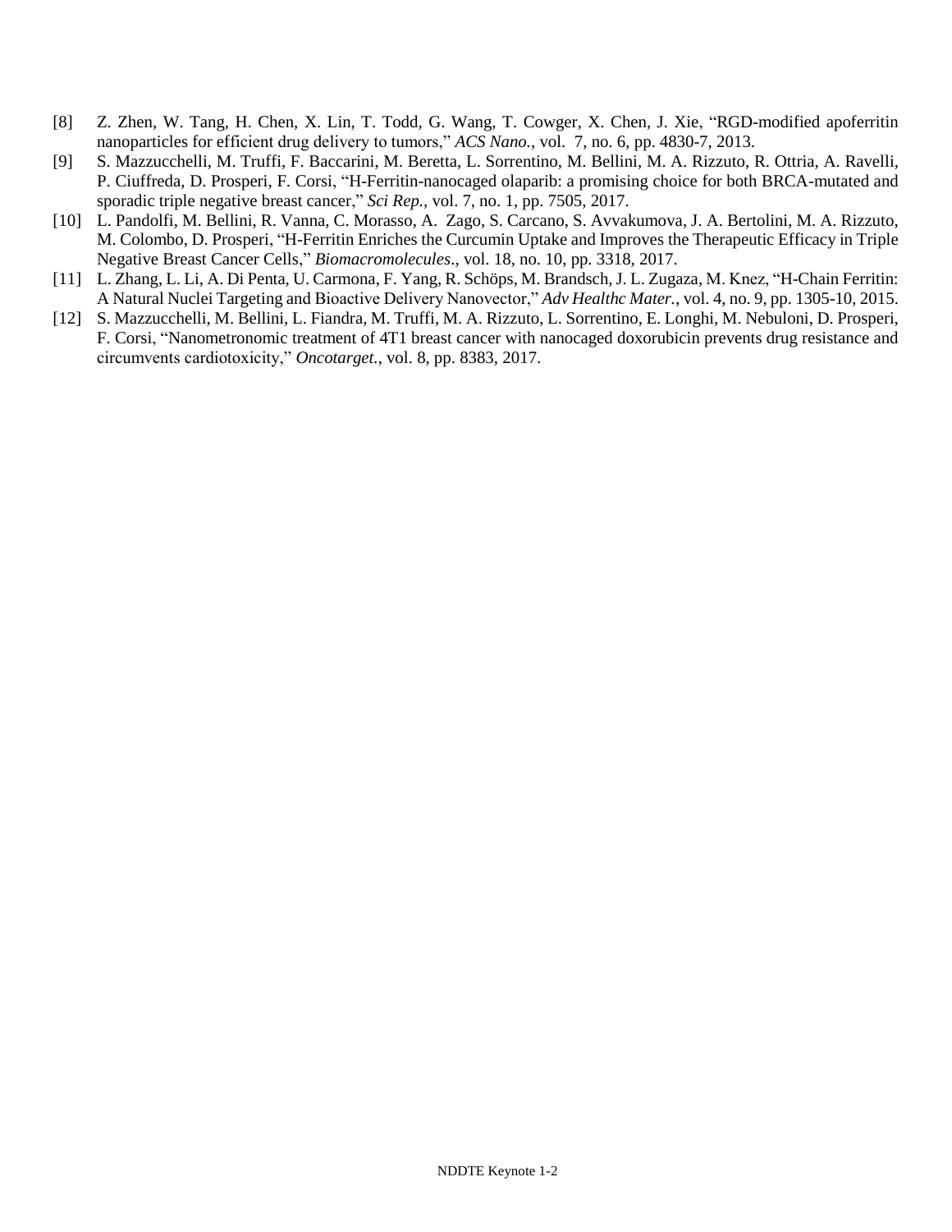[8] Z. Zhen, W. Tang, H. Chen, X. Lin, T. Todd, G. Wang, T. Cowger, X. Chen, J. Xie, "RGD-modified apoferritin nanoparticles for efficient drug delivery to tumors," *ACS Nano.*, vol. 7, no. 6, pp. 4830-7, 2013.

[9] S. Mazzucchelli, M. Truffi, F. Baccarini, M. Beretta, L. Sorrentino, M. Bellini, M. A. Rizzuto, R. Ottria, A. Ravelli, P. Ciuffreda, D. Prosperi, F. Corsi, "H-Ferritin-nanocaged olaparib: a promising choice for both BRCA-mutated and sporadic triple negative breast cancer," *Sci Rep.*, vol. 7, no. 1, pp. 7505, 2017.

[10] L. Pandolfi, M. Bellini, R. Vanna, C. Morasso, A. Zago, S. Carcano, S. Avvakumova, J. A. Bertolini, M. A. Rizzuto, M. Colombo, D. Prosperi, "H-Ferritin Enriches the Curcumin Uptake and Improves the Therapeutic Efficacy in Triple Negative Breast Cancer Cells," *Biomacromolecules*., vol. 18, no. 10, pp. 3318, 2017.

[11] L. Zhang, L. Li, A. Di Penta, U. Carmona, F. Yang, R. Schöps, M. Brandsch, J. L. Zugaza, M. Knez, "H-Chain Ferritin: A Natural Nuclei Targeting and Bioactive Delivery Nanovector," *Adv Healthc Mater.*, vol. 4, no. 9, pp. 1305-10, 2015.

[12] S. Mazzucchelli, M. Bellini, L. Fiandra, M. Truffi, M. A. Rizzuto, L. Sorrentino, E. Longhi, M. Nebuloni, D. Prosperi, F. Corsi, "Nanometronomic treatment of 4T1 breast cancer with nanocaged doxorubicin prevents drug resistance and circumvents cardiotoxicity," *Oncotarget.*, vol. 8, pp. 8383, 2017.